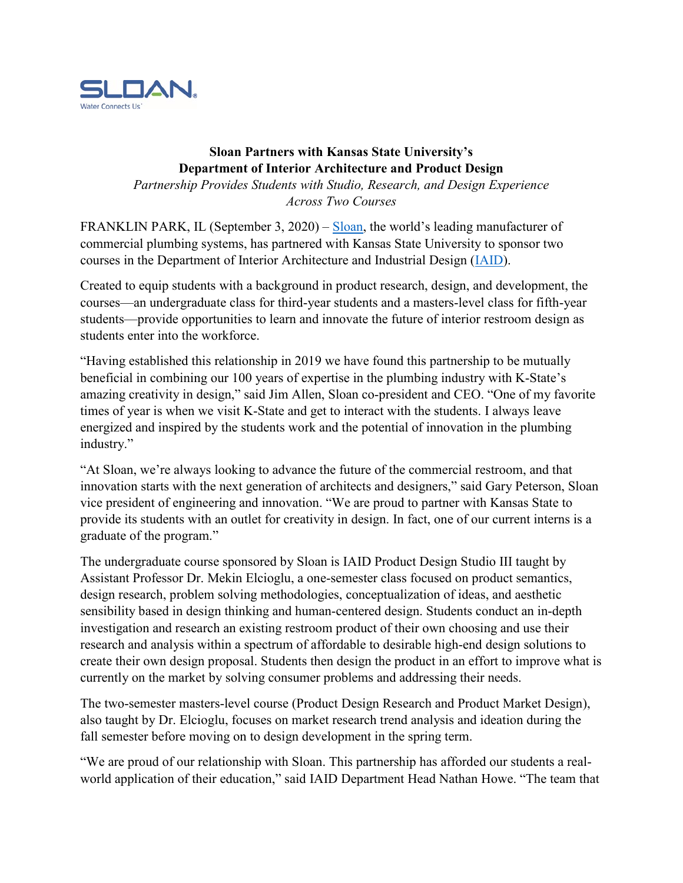SLOAN
Water Connects Us

**Sloan Partners with Kansas State University's**
**Department of Interior Architecture and Product Design**

*Partnership Provides Students with Studio, Research, and Design Experience Across Two Courses*

FRANKLIN PARK, IL (September 3, 2020) – [Sloan](), the world's leading manufacturer of commercial plumbing systems, has partnered with Kansas State University to sponsor two courses in the Department of Interior Architecture and Industrial Design ([IAID]()).

Created to equip students with a background in product research, design, and development, the courses—an undergraduate class for third-year students and a masters-level class for fifth-year students—provide opportunities to learn and innovate the future of interior restroom design as students enter into the workforce.

"Having established this relationship in 2019 we have found this partnership to be mutually beneficial in combining our 100 years of expertise in the plumbing industry with K-State's amazing creativity in design," said Jim Allen, Sloan co-president and CEO. "One of my favorite times of year is when we visit K-State and get to interact with the students. I always leave energized and inspired by the students work and the potential of innovation in the plumbing industry."

"At Sloan, we're always looking to advance the future of the commercial restroom, and that innovation starts with the next generation of architects and designers," said Gary Peterson, Sloan vice president of engineering and innovation. "We are proud to partner with Kansas State to provide its students with an outlet for creativity in design. In fact, one of our current interns is a graduate of the program."

The undergraduate course sponsored by Sloan is IAID Product Design Studio III taught by Assistant Professor Dr. Mekin Elcioglu, a one-semester class focused on product semantics, design research, problem solving methodologies, conceptualization of ideas, and aesthetic sensibility based in design thinking and human-centered design. Students conduct an in-depth investigation and research an existing restroom product of their own choosing and use their research and analysis within a spectrum of affordable to desirable high-end design solutions to create their own design proposal. Students then design the product in an effort to improve what is currently on the market by solving consumer problems and addressing their needs.

The two-semester masters-level course (Product Design Research and Product Market Design), also taught by Dr. Elcioglu, focuses on market research trend analysis and ideation during the fall semester before moving on to design development in the spring term.

"We are proud of our relationship with Sloan. This partnership has afforded our students a real-world application of their education," said IAID Department Head Nathan Howe. "The team that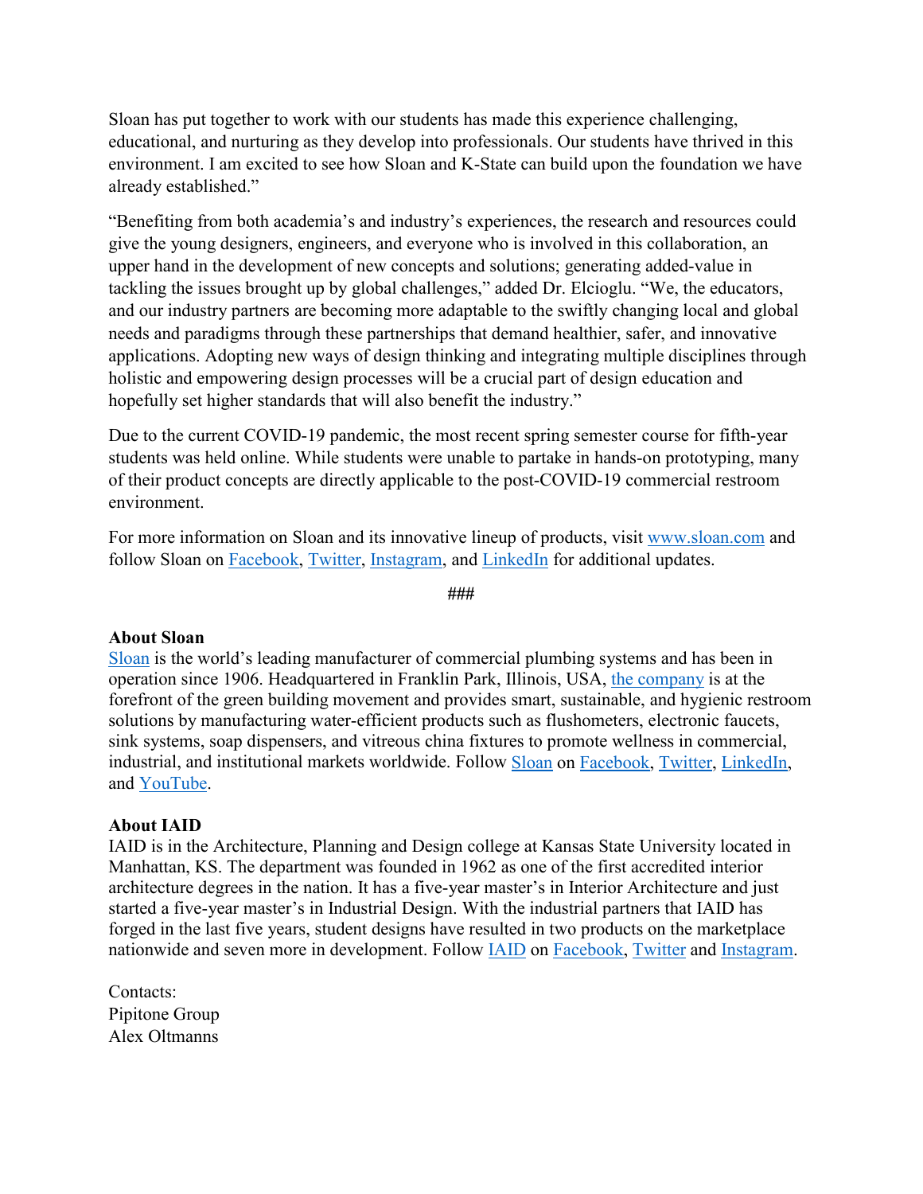Sloan has put together to work with our students has made this experience challenging, educational, and nurturing as they develop into professionals. Our students have thrived in this environment. I am excited to see how Sloan and K-State can build upon the foundation we have already established."

"Benefiting from both academia's and industry's experiences, the research and resources could give the young designers, engineers, and everyone who is involved in this collaboration, an upper hand in the development of new concepts and solutions; generating added-value in tackling the issues brought up by global challenges," added Dr. Elcioglu. "We, the educators, and our industry partners are becoming more adaptable to the swiftly changing local and global needs and paradigms through these partnerships that demand healthier, safer, and innovative applications. Adopting new ways of design thinking and integrating multiple disciplines through holistic and empowering design processes will be a crucial part of design education and hopefully set higher standards that will also benefit the industry."

Due to the current COVID-19 pandemic, the most recent spring semester course for fifth-year students was held online. While students were unable to partake in hands-on prototyping, many of their product concepts are directly applicable to the post-COVID-19 commercial restroom environment.

For more information on Sloan and its innovative lineup of products, visit www.sloan.com and follow Sloan on Facebook, Twitter, Instagram, and LinkedIn for additional updates.

###

**About Sloan**
Sloan is the world's leading manufacturer of commercial plumbing systems and has been in operation since 1906. Headquartered in Franklin Park, Illinois, USA, the company is at the forefront of the green building movement and provides smart, sustainable, and hygienic restroom solutions by manufacturing water-efficient products such as flushometers, electronic faucets, sink systems, soap dispensers, and vitreous china fixtures to promote wellness in commercial, industrial, and institutional markets worldwide. Follow Sloan on Facebook, Twitter, LinkedIn, and YouTube.

**About IAID**
IAID is in the Architecture, Planning and Design college at Kansas State University located in Manhattan, KS. The department was founded in 1962 as one of the first accredited interior architecture degrees in the nation. It has a five-year master's in Interior Architecture and just started a five-year master's in Industrial Design. With the industrial partners that IAID has forged in the last five years, student designs have resulted in two products on the marketplace nationwide and seven more in development. Follow IAID on Facebook, Twitter and Instagram.

Contacts:
Pipitone Group
Alex Oltmanns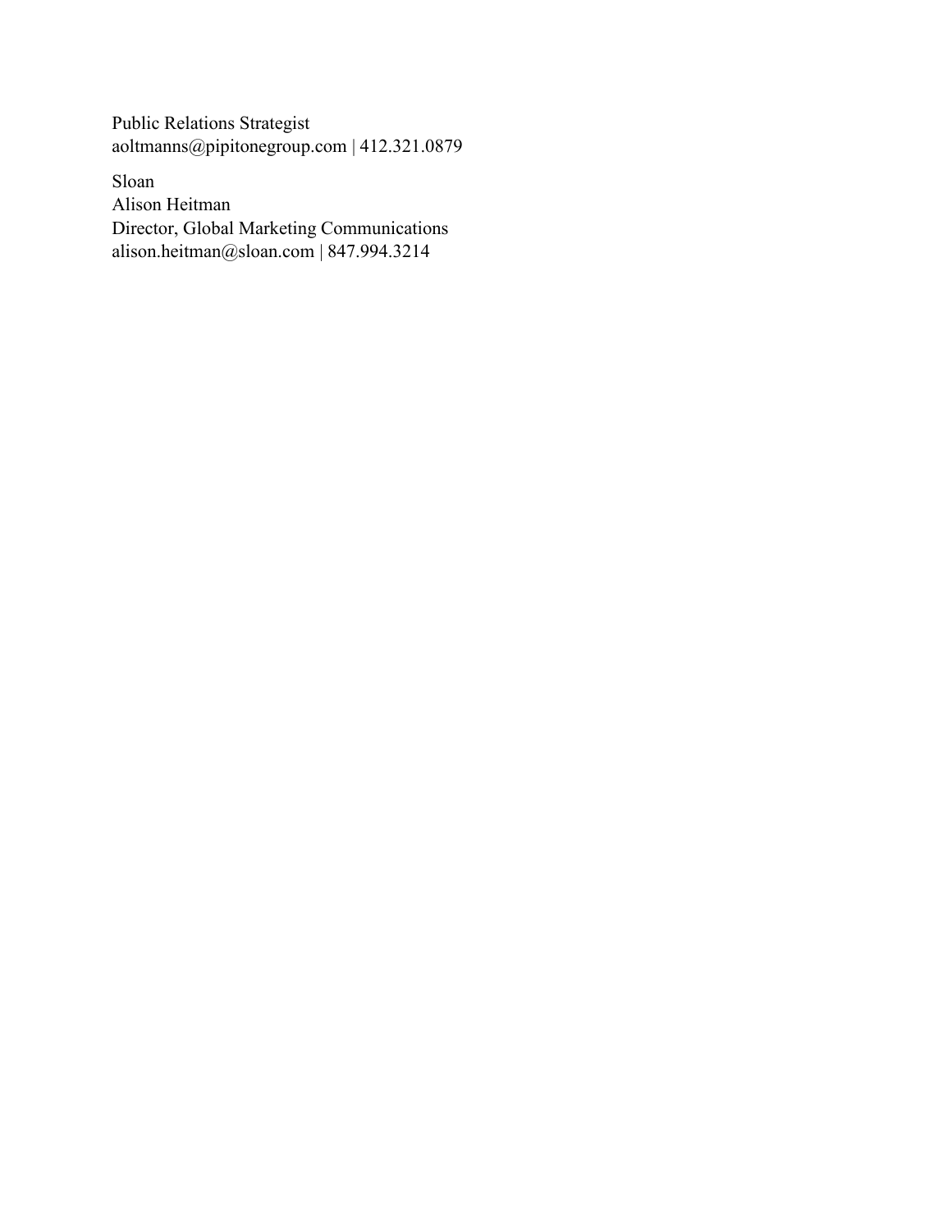Public Relations Strategist
aoltmanns@pipitonegroup.com | 412.321.0879

Sloan
Alison Heitman
Director, Global Marketing Communications
alison.heitman@sloan.com | 847.994.3214